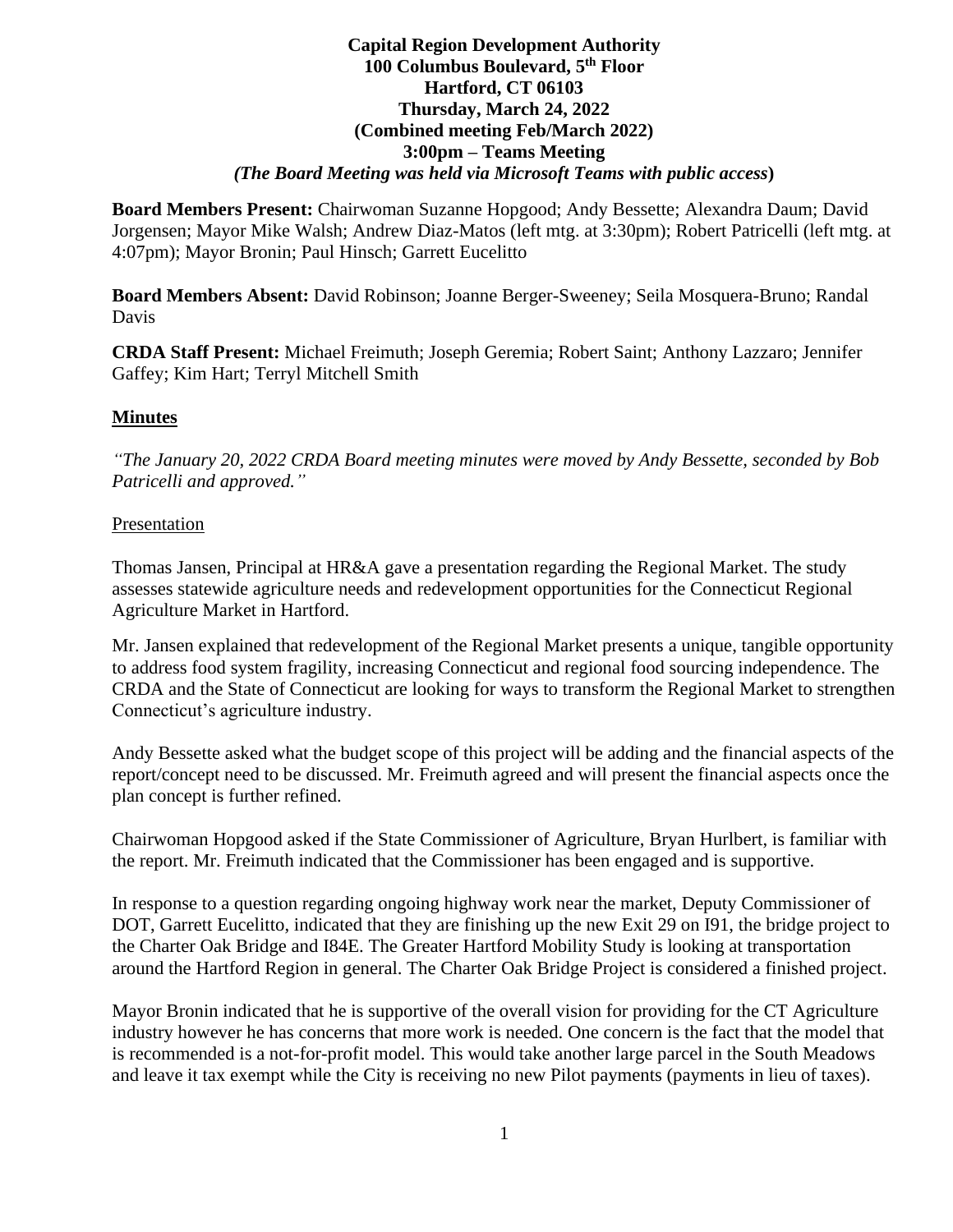**Capital Region Development Authority**
**100 Columbus Boulevard, 5th Floor**
**Hartford, CT 06103**
**Thursday, March 24, 2022**
**(Combined meeting Feb/March 2022)**
**3:00pm – Teams Meeting**
***(The Board Meeting was held via Microsoft Teams with public access)***

**Board Members Present:** Chairwoman Suzanne Hopgood; Andy Bessette; Alexandra Daum; David Jorgensen; Mayor Mike Walsh; Andrew Diaz-Matos (left mtg. at 3:30pm); Robert Patricelli (left mtg. at 4:07pm); Mayor Bronin; Paul Hinsch; Garrett Eucelitto

**Board Members Absent:** David Robinson; Joanne Berger-Sweeney; Seila Mosquera-Bruno; Randal Davis

**CRDA Staff Present:** Michael Freimuth; Joseph Geremia; Robert Saint; Anthony Lazzaro; Jennifer Gaffey; Kim Hart; Terryl Mitchell Smith

## Minutes

*"The January 20, 2022 CRDA Board meeting minutes were moved by Andy Bessette, seconded by Bob Patricelli and approved."*

Presentation

Thomas Jansen, Principal at HR&A gave a presentation regarding the Regional Market. The study assesses statewide agriculture needs and redevelopment opportunities for the Connecticut Regional Agriculture Market in Hartford.

Mr. Jansen explained that redevelopment of the Regional Market presents a unique, tangible opportunity to address food system fragility, increasing Connecticut and regional food sourcing independence. The CRDA and the State of Connecticut are looking for ways to transform the Regional Market to strengthen Connecticut's agriculture industry.

Andy Bessette asked what the budget scope of this project will be adding and the financial aspects of the report/concept need to be discussed. Mr. Freimuth agreed and will present the financial aspects once the plan concept is further refined.

Chairwoman Hopgood asked if the State Commissioner of Agriculture, Bryan Hurlbert, is familiar with the report. Mr. Freimuth indicated that the Commissioner has been engaged and is supportive.

In response to a question regarding ongoing highway work near the market, Deputy Commissioner of DOT, Garrett Eucelitto, indicated that they are finishing up the new Exit 29 on I91, the bridge project to the Charter Oak Bridge and I84E. The Greater Hartford Mobility Study is looking at transportation around the Hartford Region in general. The Charter Oak Bridge Project is considered a finished project.

Mayor Bronin indicated that he is supportive of the overall vision for providing for the CT Agriculture industry however he has concerns that more work is needed. One concern is the fact that the model that is recommended is a not-for-profit model. This would take another large parcel in the South Meadows and leave it tax exempt while the City is receiving no new Pilot payments (payments in lieu of taxes).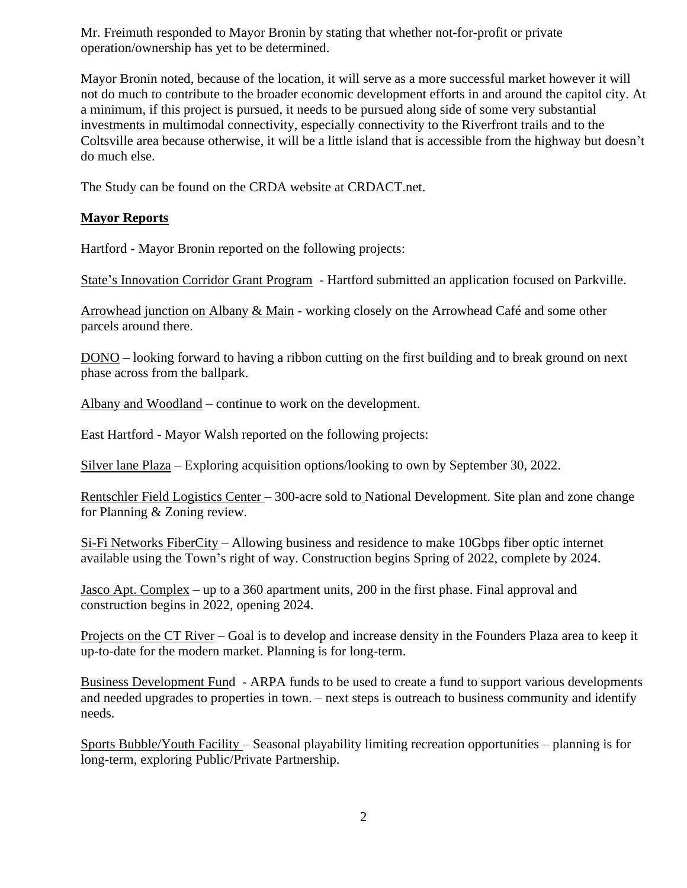Mr. Freimuth responded to Mayor Bronin by stating that whether not-for-profit or private operation/ownership has yet to be determined.

Mayor Bronin noted, because of the location, it will serve as a more successful market however it will not do much to contribute to the broader economic development efforts in and around the capitol city. At a minimum, if this project is pursued, it needs to be pursued along side of some very substantial investments in multimodal connectivity, especially connectivity to the Riverfront trails and to the Coltsville area because otherwise, it will be a little island that is accessible from the highway but doesn't do much else.

The Study can be found on the CRDA website at CRDACT.net.

**Mayor Reports**

Hartford - Mayor Bronin reported on the following projects:

State's Innovation Corridor Grant Program - Hartford submitted an application focused on Parkville.

Arrowhead junction on Albany & Main - working closely on the Arrowhead Café and some other parcels around there.

DONO – looking forward to having a ribbon cutting on the first building and to break ground on next phase across from the ballpark.

Albany and Woodland – continue to work on the development.

East Hartford - Mayor Walsh reported on the following projects:

Silver lane Plaza – Exploring acquisition options/looking to own by September 30, 2022.

Rentschler Field Logistics Center – 300-acre sold to National Development. Site plan and zone change for Planning & Zoning review.

Si-Fi Networks FiberCity – Allowing business and residence to make 10Gbps fiber optic internet available using the Town's right of way. Construction begins Spring of 2022, complete by 2024.

Jasco Apt. Complex – up to a 360 apartment units, 200 in the first phase. Final approval and construction begins in 2022, opening 2024.

Projects on the CT River – Goal is to develop and increase density in the Founders Plaza area to keep it up-to-date for the modern market. Planning is for long-term.

Business Development Fund - ARPA funds to be used to create a fund to support various developments and needed upgrades to properties in town. – next steps is outreach to business community and identify needs.

Sports Bubble/Youth Facility – Seasonal playability limiting recreation opportunities – planning is for long-term, exploring Public/Private Partnership.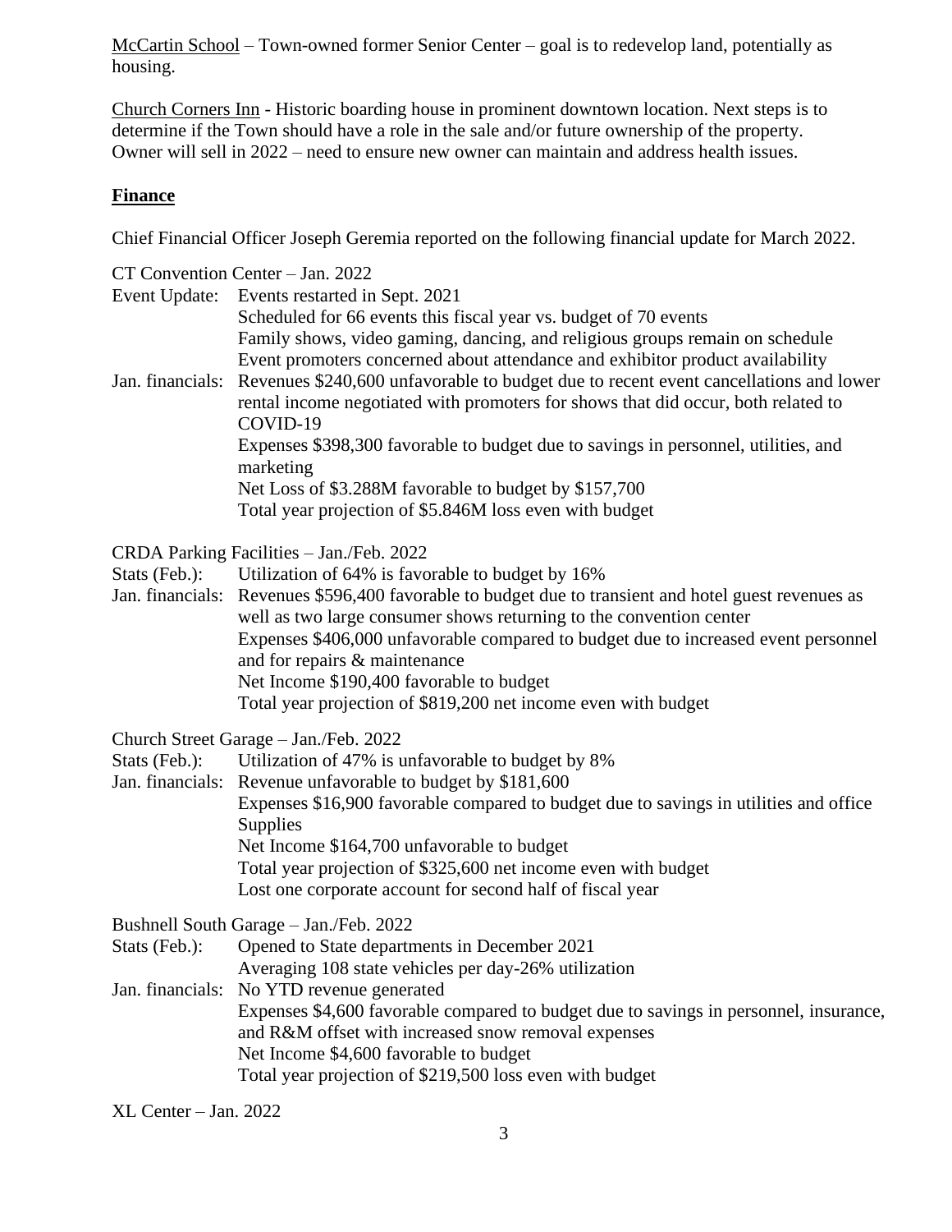McCartin School – Town-owned former Senior Center – goal is to redevelop land, potentially as housing.

Church Corners Inn - Historic boarding house in prominent downtown location. Next steps is to determine if the Town should have a role in the sale and/or future ownership of the property. Owner will sell in 2022 – need to ensure new owner can maintain and address health issues.

## Finance

Chief Financial Officer Joseph Geremia reported on the following financial update for March 2022.

CT Convention Center – Jan. 2022

Event Update:
- Events restarted in Sept. 2021
- Scheduled for 66 events this fiscal year vs. budget of 70 events
- Family shows, video gaming, dancing, and religious groups remain on schedule
- Event promoters concerned about attendance and exhibitor product availability

Jan. financials:
- Revenues $240,600 unfavorable to budget due to recent event cancellations and lower rental income negotiated with promoters for shows that did occur, both related to COVID-19
- Expenses $398,300 favorable to budget due to savings in personnel, utilities, and marketing
- Net Loss of $3.288M favorable to budget by $157,700
- Total year projection of $5.846M loss even with budget

CRDA Parking Facilities – Jan./Feb. 2022

Stats (Feb.):
- Utilization of 64% is favorable to budget by 16%

Jan. financials:
- Revenues $596,400 favorable to budget due to transient and hotel guest revenues as well as two large consumer shows returning to the convention center
- Expenses $406,000 unfavorable compared to budget due to increased event personnel and for repairs & maintenance
- Net Income $190,400 favorable to budget
- Total year projection of $819,200 net income even with budget

Church Street Garage – Jan./Feb. 2022

Stats (Feb.):
- Utilization of 47% is unfavorable to budget by 8%

Jan. financials:
- Revenue unfavorable to budget by $181,600
- Expenses $16,900 favorable compared to budget due to savings in utilities and office Supplies
- Net Income $164,700 unfavorable to budget
- Total year projection of $325,600 net income even with budget
- Lost one corporate account for second half of fiscal year

Bushnell South Garage – Jan./Feb. 2022

Stats (Feb.):
- Opened to State departments in December 2021
- Averaging 108 state vehicles per day-26% utilization

Jan. financials:
- No YTD revenue generated
- Expenses $4,600 favorable compared to budget due to savings in personnel, insurance, and R&M offset with increased snow removal expenses
- Net Income $4,600 favorable to budget
- Total year projection of $219,500 loss even with budget

XL Center – Jan. 2022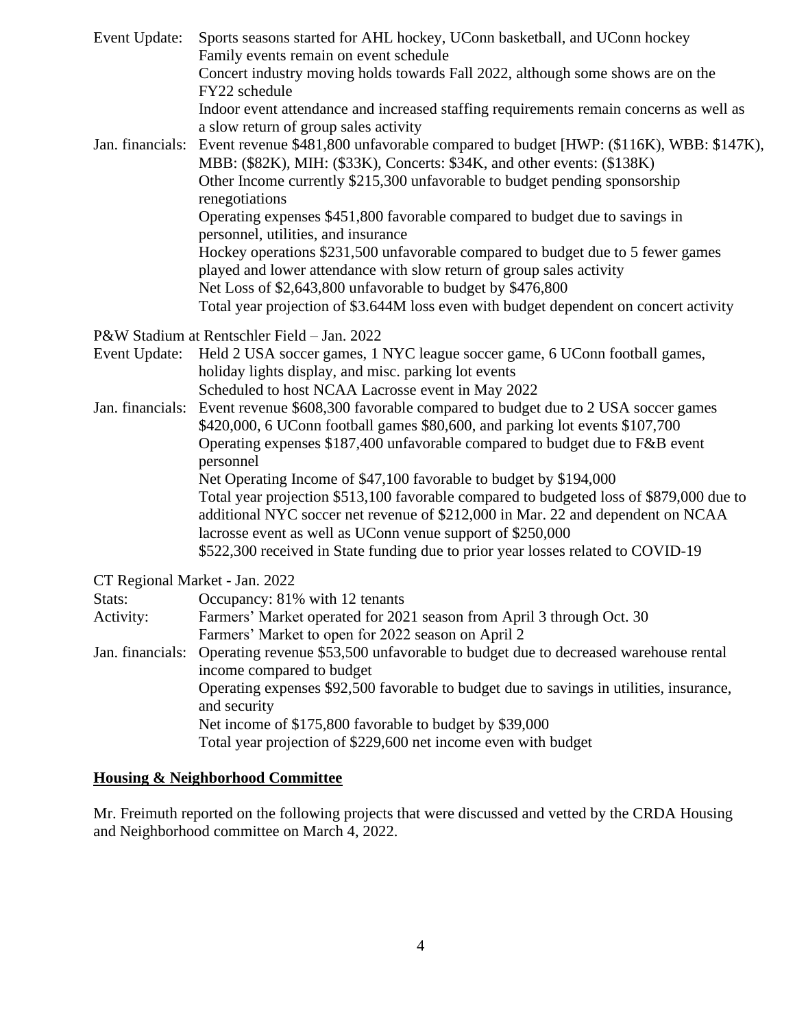Event Update: Sports seasons started for AHL hockey, UConn basketball, and UConn hockey
Family events remain on event schedule
Concert industry moving holds towards Fall 2022, although some shows are on the FY22 schedule
Indoor event attendance and increased staffing requirements remain concerns as well as a slow return of group sales activity

Jan. financials: Event revenue $481,800 unfavorable compared to budget [HWP: ($116K), WBB: $147K), MBB: ($82K), MIH: ($33K), Concerts: $34K, and other events: ($138K)
Other Income currently $215,300 unfavorable to budget pending sponsorship renegotiations
Operating expenses $451,800 favorable compared to budget due to savings in personnel, utilities, and insurance
Hockey operations $231,500 unfavorable compared to budget due to 5 fewer games played and lower attendance with slow return of group sales activity
Net Loss of $2,643,800 unfavorable to budget by $476,800
Total year projection of $3.644M loss even with budget dependent on concert activity

P&W Stadium at Rentschler Field – Jan. 2022

Event Update: Held 2 USA soccer games, 1 NYC league soccer game, 6 UConn football games, holiday lights display, and misc. parking lot events
Scheduled to host NCAA Lacrosse event in May 2022

Jan. financials: Event revenue $608,300 favorable compared to budget due to 2 USA soccer games $420,000, 6 UConn football games $80,600, and parking lot events $107,700
Operating expenses $187,400 unfavorable compared to budget due to F&B event personnel
Net Operating Income of $47,100 favorable to budget by $194,000
Total year projection $513,100 favorable compared to budgeted loss of $879,000 due to additional NYC soccer net revenue of $212,000 in Mar. 22 and dependent on NCAA lacrosse event as well as UConn venue support of $250,000
$522,300 received in State funding due to prior year losses related to COVID-19

CT Regional Market - Jan. 2022

Stats: Occupancy: 81% with 12 tenants

Activity: Farmers' Market operated for 2021 season from April 3 through Oct. 30
Farmers' Market to open for 2022 season on April 2

Jan. financials: Operating revenue $53,500 unfavorable to budget due to decreased warehouse rental income compared to budget
Operating expenses $92,500 favorable to budget due to savings in utilities, insurance, and security
Net income of $175,800 favorable to budget by $39,000
Total year projection of $229,600 net income even with budget

**Housing & Neighborhood Committee**

Mr. Freimuth reported on the following projects that were discussed and vetted by the CRDA Housing and Neighborhood committee on March 4, 2022.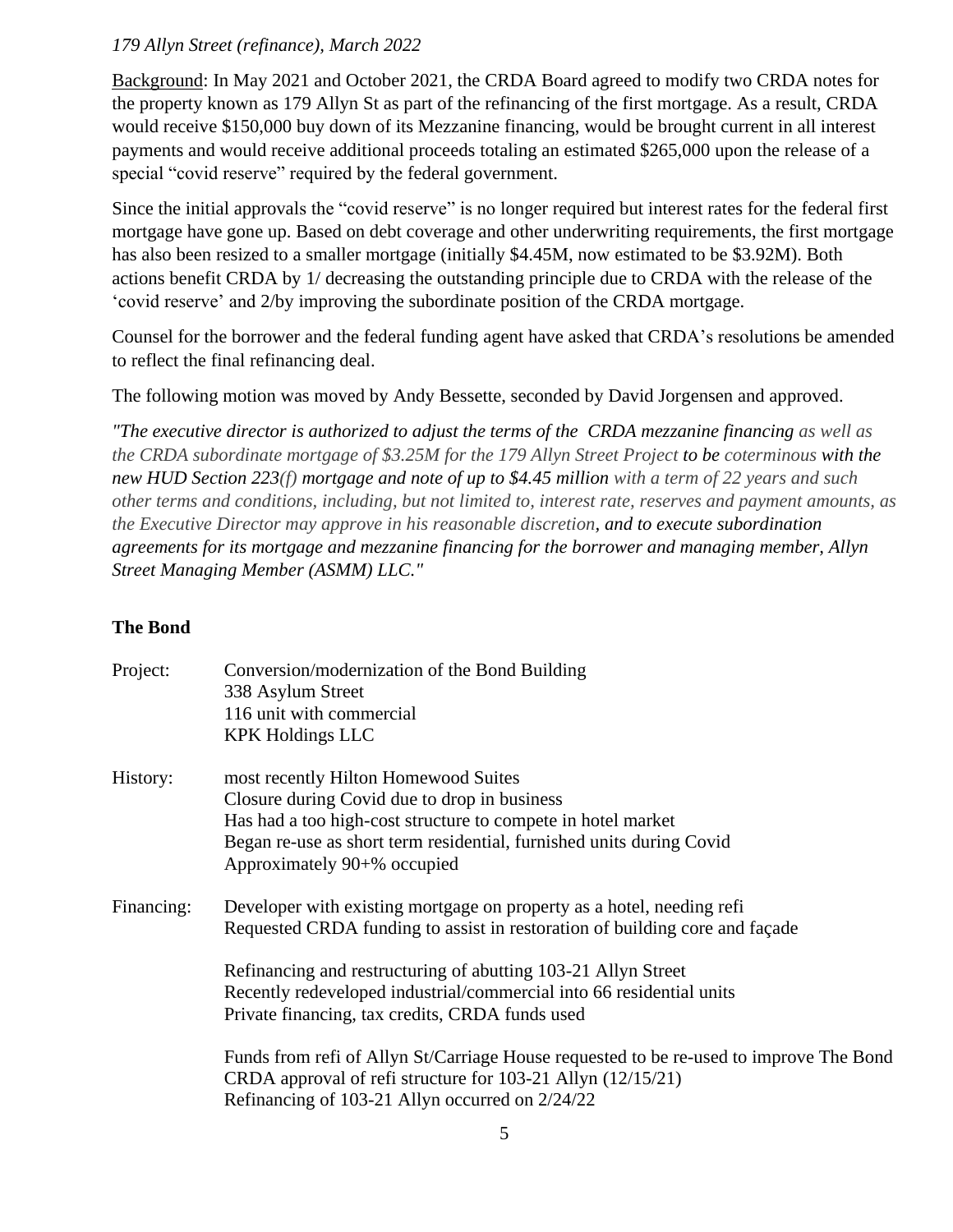*179 Allyn Street (refinance), March 2022*

Background: In May 2021 and October 2021, the CRDA Board agreed to modify two CRDA notes for the property known as 179 Allyn St as part of the refinancing of the first mortgage. As a result, CRDA would receive $150,000 buy down of its Mezzanine financing, would be brought current in all interest payments and would receive additional proceeds totaling an estimated $265,000 upon the release of a special "covid reserve" required by the federal government.

Since the initial approvals the "covid reserve" is no longer required but interest rates for the federal first mortgage have gone up. Based on debt coverage and other underwriting requirements, the first mortgage has also been resized to a smaller mortgage (initially $4.45M, now estimated to be $3.92M). Both actions benefit CRDA by 1/ decreasing the outstanding principle due to CRDA with the release of the 'covid reserve' and 2/by improving the subordinate position of the CRDA mortgage.

Counsel for the borrower and the federal funding agent have asked that CRDA's resolutions be amended to reflect the final refinancing deal.

The following motion was moved by Andy Bessette, seconded by David Jorgensen and approved.

*"The executive director is authorized to adjust the terms of the* ***CRDA mezzanine financing*** *as well as the CRDA subordinate mortgage of $3.25M for the 179 Allyn Street Project* ***to be*** *coterminous* ***with the new HUD Section 223(f) mortgage and note of up to $4.45 million*** *with a term of 22 years and such other terms and conditions, including, but not limited to, interest rate, reserves and payment amounts, as the Executive Director may approve in his reasonable discretion,* ***and to execute subordination agreements for its mortgage and mezzanine financing for the borrower and managing member, Allyn Street Managing Member (ASMM) LLC."***

**The Bond**

Project: Conversion/modernization of the Bond Building
338 Asylum Street
116 unit with commercial
KPK Holdings LLC

History: most recently Hilton Homewood Suites
Closure during Covid due to drop in business
Has had a too high-cost structure to compete in hotel market
Began re-use as short term residential, furnished units during Covid
Approximately 90+% occupied

Financing: Developer with existing mortgage on property as a hotel, needing refi
Requested CRDA funding to assist in restoration of building core and façade

Refinancing and restructuring of abutting 103-21 Allyn Street
Recently redeveloped industrial/commercial into 66 residential units
Private financing, tax credits, CRDA funds used

Funds from refi of Allyn St/Carriage House requested to be re-used to improve The Bond
CRDA approval of refi structure for 103-21 Allyn (12/15/21)
Refinancing of 103-21 Allyn occurred on 2/24/22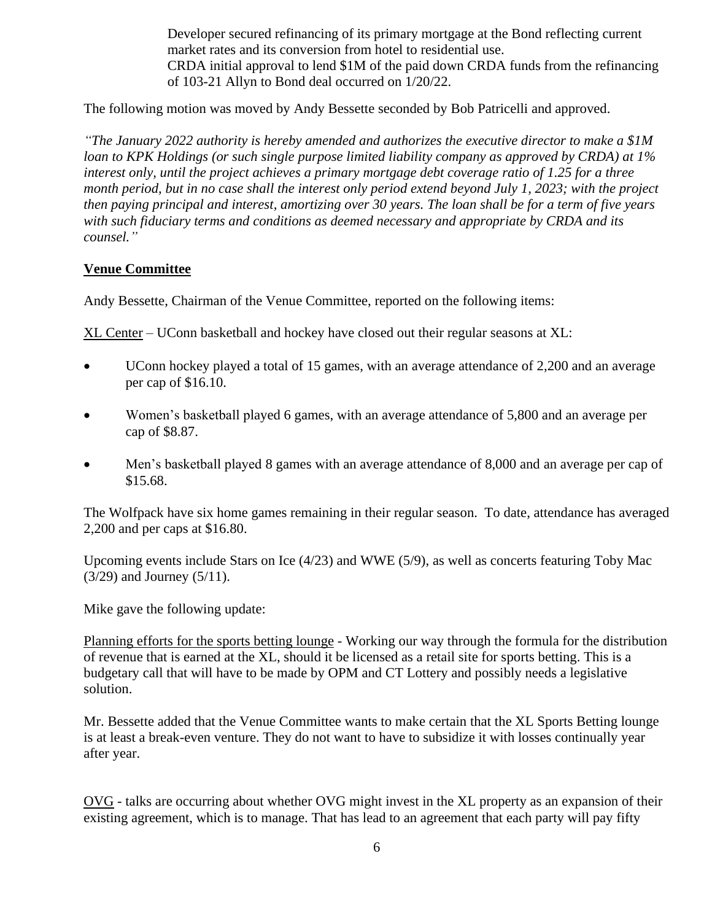Developer secured refinancing of its primary mortgage at the Bond reflecting current market rates and its conversion from hotel to residential use.
CRDA initial approval to lend $1M of the paid down CRDA funds from the refinancing of 103-21 Allyn to Bond deal occurred on 1/20/22.

The following motion was moved by Andy Bessette seconded by Bob Patricelli and approved.

*"The January 2022 authority is hereby amended and authorizes the executive director to make a $1M loan to KPK Holdings (or such single purpose limited liability company as approved by CRDA) at 1% interest only, until the project achieves a primary mortgage debt coverage ratio of 1.25 for a three month period, but in no case shall the interest only period extend beyond July 1, 2023; with the project then paying principal and interest, amortizing over 30 years. The loan shall be for a term of five years with such fiduciary terms and conditions as deemed necessary and appropriate by CRDA and its counsel."*

**Venue Committee**

Andy Bessette, Chairman of the Venue Committee, reported on the following items:

XL Center – UConn basketball and hockey have closed out their regular seasons at XL:

- UConn hockey played a total of 15 games, with an average attendance of 2,200 and an average per cap of $16.10.
- Women's basketball played 6 games, with an average attendance of 5,800 and an average per cap of $8.87.
- Men's basketball played 8 games with an average attendance of 8,000 and an average per cap of $15.68.

The Wolfpack have six home games remaining in their regular season. To date, attendance has averaged 2,200 and per caps at $16.80.

Upcoming events include Stars on Ice (4/23) and WWE (5/9), as well as concerts featuring Toby Mac (3/29) and Journey (5/11).

Mike gave the following update:

Planning efforts for the sports betting lounge - Working our way through the formula for the distribution of revenue that is earned at the XL, should it be licensed as a retail site for sports betting. This is a budgetary call that will have to be made by OPM and CT Lottery and possibly needs a legislative solution.

Mr. Bessette added that the Venue Committee wants to make certain that the XL Sports Betting lounge is at least a break-even venture. They do not want to have to subsidize it with losses continually year after year.

OVG - talks are occurring about whether OVG might invest in the XL property as an expansion of their existing agreement, which is to manage. That has lead to an agreement that each party will pay fifty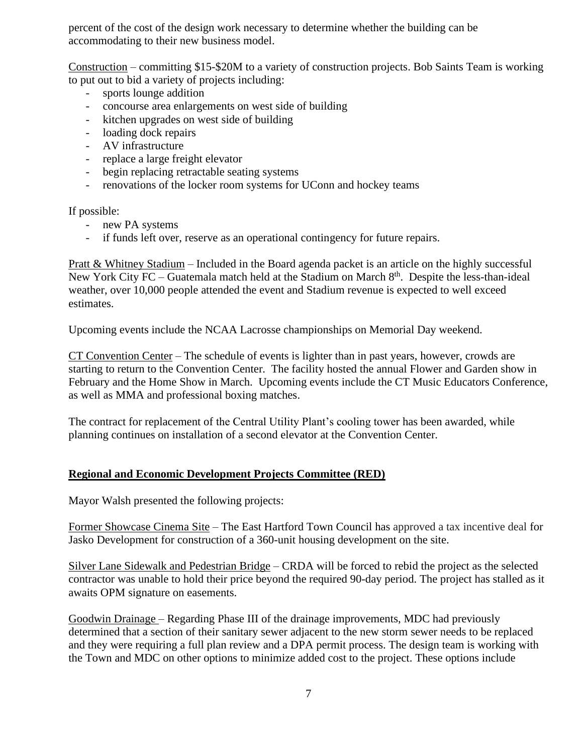percent of the cost of the design work necessary to determine whether the building can be accommodating to their new business model.

Construction – committing $15-$20M to a variety of construction projects. Bob Saints Team is working to put out to bid a variety of projects including:

- sports lounge addition
- concourse area enlargements on west side of building
- kitchen upgrades on west side of building
- loading dock repairs
- AV infrastructure
- replace a large freight elevator
- begin replacing retractable seating systems
- renovations of the locker room systems for UConn and hockey teams

If possible:

- new PA systems
- if funds left over, reserve as an operational contingency for future repairs.

Pratt & Whitney Stadium – Included in the Board agenda packet is an article on the highly successful New York City FC – Guatemala match held at the Stadium on March 8th. Despite the less-than-ideal weather, over 10,000 people attended the event and Stadium revenue is expected to well exceed estimates.

Upcoming events include the NCAA Lacrosse championships on Memorial Day weekend.

CT Convention Center – The schedule of events is lighter than in past years, however, crowds are starting to return to the Convention Center. The facility hosted the annual Flower and Garden show in February and the Home Show in March. Upcoming events include the CT Music Educators Conference, as well as MMA and professional boxing matches.

The contract for replacement of the Central Utility Plant's cooling tower has been awarded, while planning continues on installation of a second elevator at the Convention Center.

## Regional and Economic Development Projects Committee (RED)

Mayor Walsh presented the following projects:

Former Showcase Cinema Site – The East Hartford Town Council has approved a tax incentive deal for Jasko Development for construction of a 360-unit housing development on the site.

Silver Lane Sidewalk and Pedestrian Bridge – CRDA will be forced to rebid the project as the selected contractor was unable to hold their price beyond the required 90-day period. The project has stalled as it awaits OPM signature on easements.

Goodwin Drainage – Regarding Phase III of the drainage improvements, MDC had previously determined that a section of their sanitary sewer adjacent to the new storm sewer needs to be replaced and they were requiring a full plan review and a DPA permit process. The design team is working with the Town and MDC on other options to minimize added cost to the project. These options include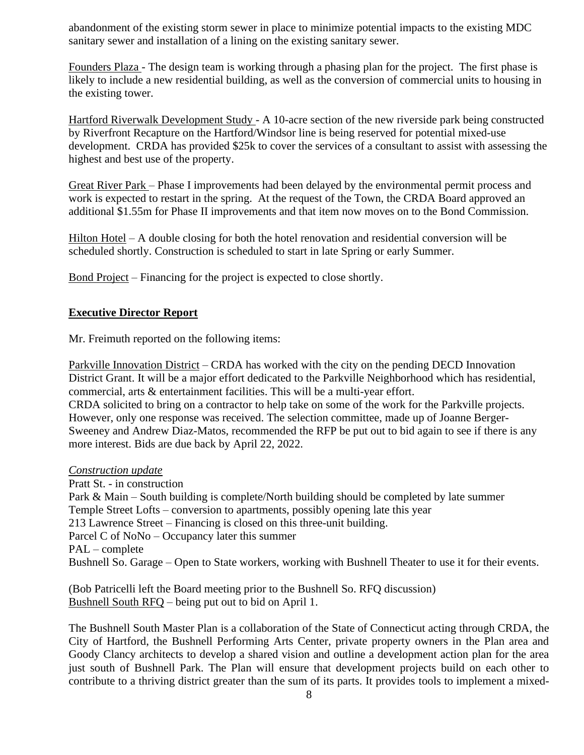abandonment of the existing storm sewer in place to minimize potential impacts to the existing MDC sanitary sewer and installation of a lining on the existing sanitary sewer.

Founders Plaza - The design team is working through a phasing plan for the project. The first phase is likely to include a new residential building, as well as the conversion of commercial units to housing in the existing tower.

Hartford Riverwalk Development Study - A 10-acre section of the new riverside park being constructed by Riverfront Recapture on the Hartford/Windsor line is being reserved for potential mixed-use development. CRDA has provided \$25k to cover the services of a consultant to assist with assessing the highest and best use of the property.

Great River Park – Phase I improvements had been delayed by the environmental permit process and work is expected to restart in the spring. At the request of the Town, the CRDA Board approved an additional \$1.55m for Phase II improvements and that item now moves on to the Bond Commission.

Hilton Hotel – A double closing for both the hotel renovation and residential conversion will be scheduled shortly. Construction is scheduled to start in late Spring or early Summer.

Bond Project – Financing for the project is expected to close shortly.

## Executive Director Report

Mr. Freimuth reported on the following items:

Parkville Innovation District – CRDA has worked with the city on the pending DECD Innovation District Grant. It will be a major effort dedicated to the Parkville Neighborhood which has residential, commercial, arts & entertainment facilities. This will be a multi-year effort.
CRDA solicited to bring on a contractor to help take on some of the work for the Parkville projects. However, only one response was received. The selection committee, made up of Joanne Berger-Sweeney and Andrew Diaz-Matos, recommended the RFP be put out to bid again to see if there is any more interest. Bids are due back by April 22, 2022.

*Construction update*

Pratt St. - in construction
Park & Main – South building is complete/North building should be completed by late summer
Temple Street Lofts – conversion to apartments, possibly opening late this year
213 Lawrence Street – Financing is closed on this three-unit building.
Parcel C of NoNo – Occupancy later this summer
PAL – complete
Bushnell So. Garage – Open to State workers, working with Bushnell Theater to use it for their events.

(Bob Patricelli left the Board meeting prior to the Bushnell So. RFQ discussion)
Bushnell South RFQ – being put out to bid on April 1.

The Bushnell South Master Plan is a collaboration of the State of Connecticut acting through CRDA, the City of Hartford, the Bushnell Performing Arts Center, private property owners in the Plan area and Goody Clancy architects to develop a shared vision and outline a development action plan for the area just south of Bushnell Park. The Plan will ensure that development projects build on each other to contribute to a thriving district greater than the sum of its parts. It provides tools to implement a mixed-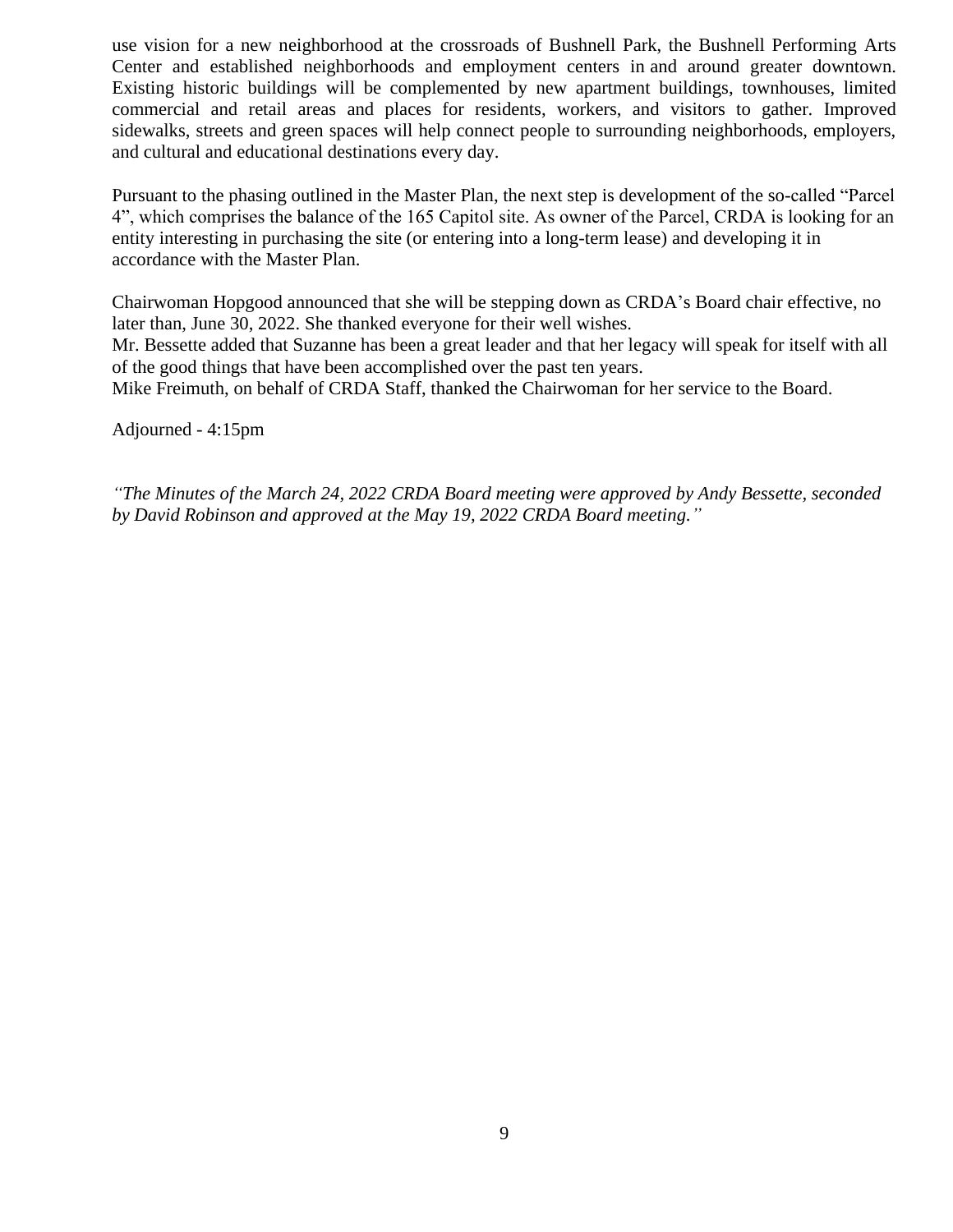use vision for a new neighborhood at the crossroads of Bushnell Park, the Bushnell Performing Arts Center and established neighborhoods and employment centers in and around greater downtown. Existing historic buildings will be complemented by new apartment buildings, townhouses, limited commercial and retail areas and places for residents, workers, and visitors to gather. Improved sidewalks, streets and green spaces will help connect people to surrounding neighborhoods, employers, and cultural and educational destinations every day.

Pursuant to the phasing outlined in the Master Plan, the next step is development of the so-called "Parcel 4", which comprises the balance of the 165 Capitol site. As owner of the Parcel, CRDA is looking for an entity interesting in purchasing the site (or entering into a long-term lease) and developing it in accordance with the Master Plan.

Chairwoman Hopgood announced that she will be stepping down as CRDA's Board chair effective, no later than, June 30, 2022. She thanked everyone for their well wishes.
Mr. Bessette added that Suzanne has been a great leader and that her legacy will speak for itself with all of the good things that have been accomplished over the past ten years.
Mike Freimuth, on behalf of CRDA Staff, thanked the Chairwoman for her service to the Board.

Adjourned - 4:15pm

*"The Minutes of the March 24, 2022 CRDA Board meeting were approved by Andy Bessette, seconded by David Robinson and approved at the May 19, 2022 CRDA Board meeting."*